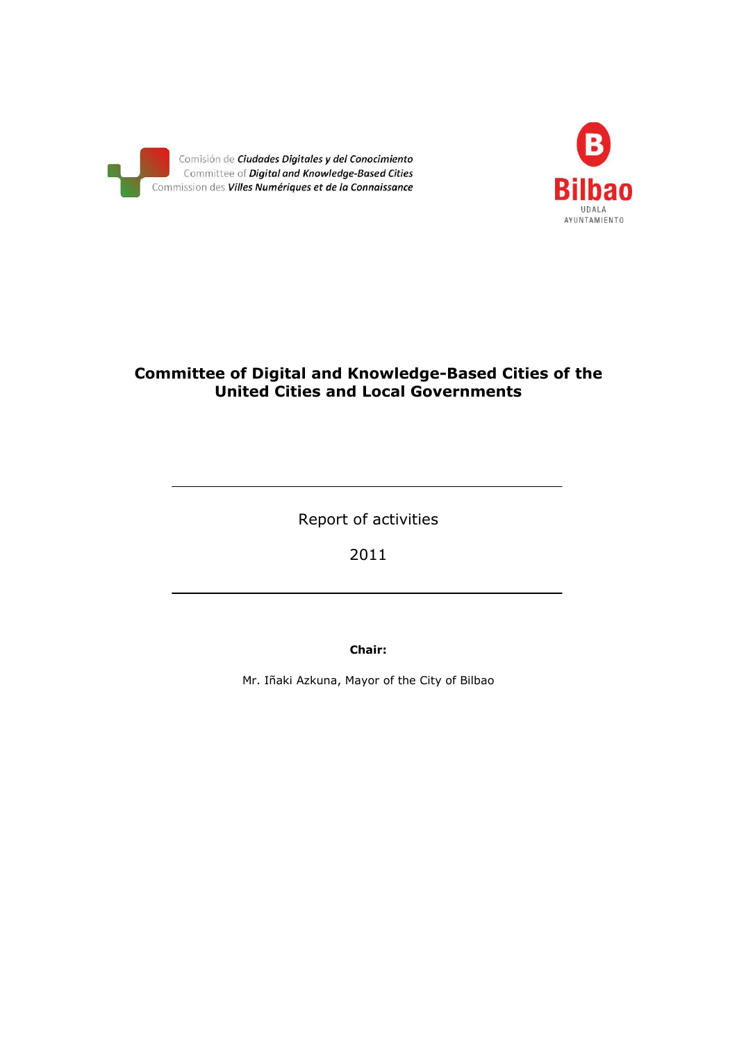Comisión de *Ciudades Digitales y del Conocimiento*
Committee of *Digital and Knowledge-Based Cities*
Commission des *Villes Numériques et de la Connaissance*

Bilbao
UDALA
AYUNTAMIENTO

# Committee of Digital and Knowledge-Based Cities of the United Cities and Local Governments

---

Report of activities

2011

---

**Chair:**

Mr. Iñaki Azkuna, Mayor of the City of Bilbao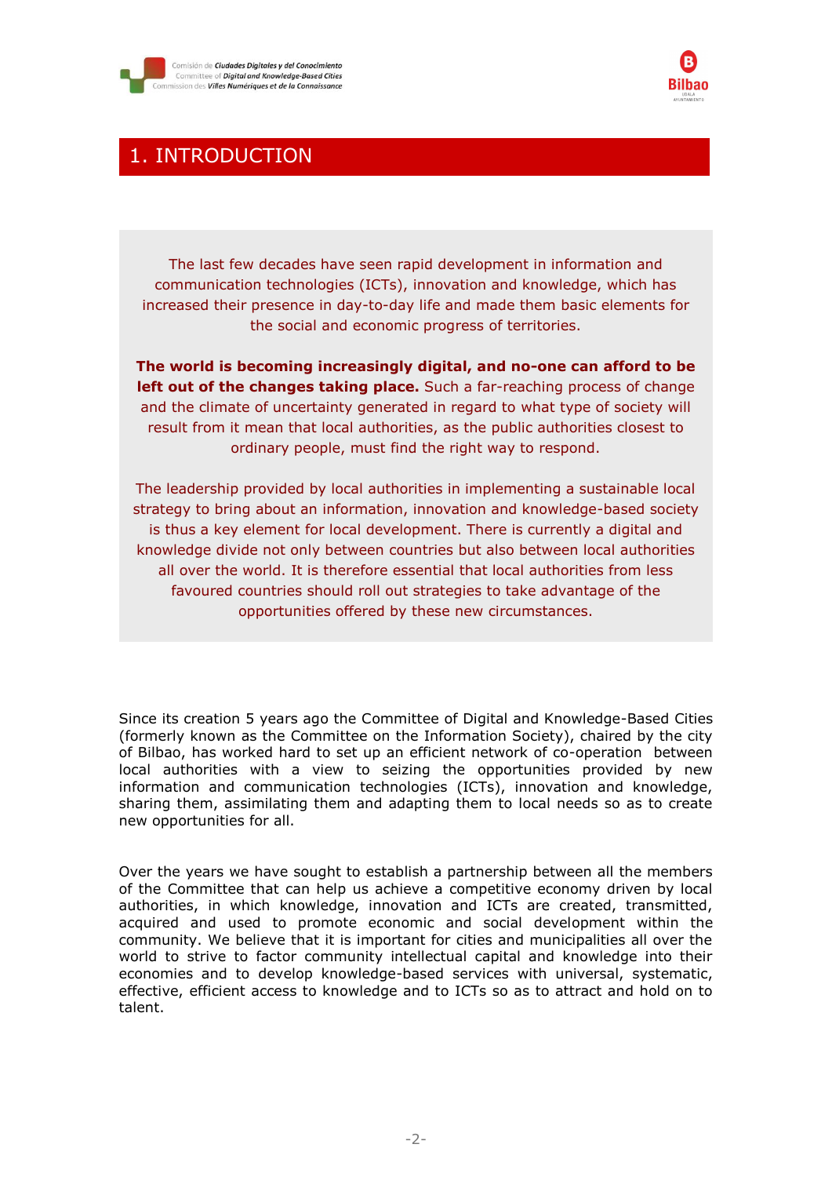# 1. INTRODUCTION

The last few decades have seen rapid development in information and communication technologies (ICTs), innovation and knowledge, which has increased their presence in day-to-day life and made them basic elements for the social and economic progress of territories.

**The world is becoming increasingly digital, and no-one can afford to be left out of the changes taking place.** Such a far-reaching process of change and the climate of uncertainty generated in regard to what type of society will result from it mean that local authorities, as the public authorities closest to ordinary people, must find the right way to respond.

The leadership provided by local authorities in implementing a sustainable local strategy to bring about an information, innovation and knowledge-based society is thus a key element for local development. There is currently a digital and knowledge divide not only between countries but also between local authorities all over the world. It is therefore essential that local authorities from less favoured countries should roll out strategies to take advantage of the opportunities offered by these new circumstances.

Since its creation 5 years ago the Committee of Digital and Knowledge-Based Cities (formerly known as the Committee on the Information Society), chaired by the city of Bilbao, has worked hard to set up an efficient network of co-operation between local authorities with a view to seizing the opportunities provided by new information and communication technologies (ICTs), innovation and knowledge, sharing them, assimilating them and adapting them to local needs so as to create new opportunities for all.

Over the years we have sought to establish a partnership between all the members of the Committee that can help us achieve a competitive economy driven by local authorities, in which knowledge, innovation and ICTs are created, transmitted, acquired and used to promote economic and social development within the community. We believe that it is important for cities and municipalities all over the world to strive to factor community intellectual capital and knowledge into their economies and to develop knowledge-based services with universal, systematic, effective, efficient access to knowledge and to ICTs so as to attract and hold on to talent.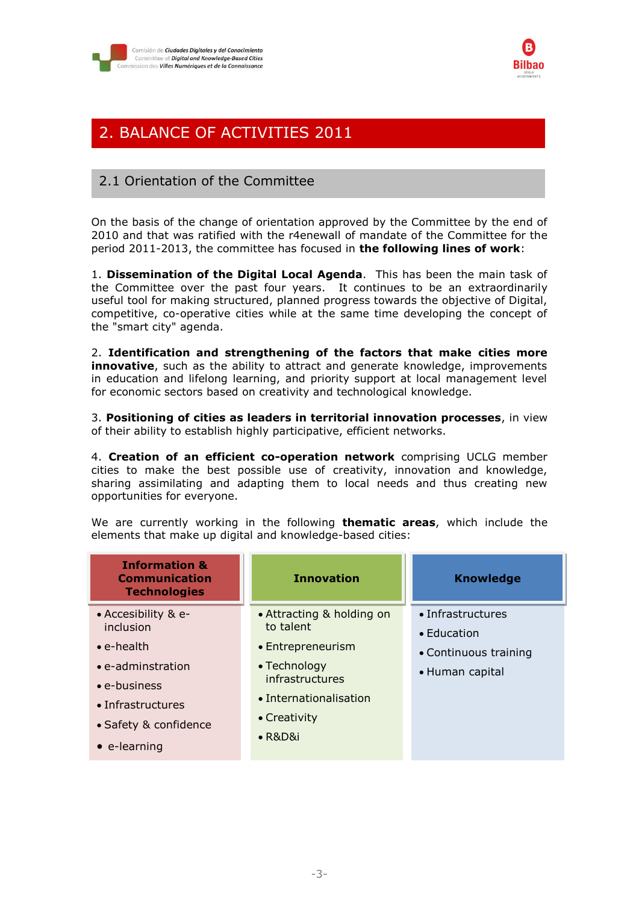# 2. BALANCE OF ACTIVITIES 2011

## 2.1 Orientation of the Committee

On the basis of the change of orientation approved by the Committee by the end of 2010 and that was ratified with the r4enewall of mandate of the Committee for the period 2011-2013, the committee has focused in **the following lines of work**:

1. **Dissemination of the Digital Local Agenda**. This has been the main task of the Committee over the past four years. It continues to be an extraordinarily useful tool for making structured, planned progress towards the objective of Digital, competitive, co-operative cities while at the same time developing the concept of the "smart city" agenda.

2. **Identification and strengthening of the factors that make cities more innovative**, such as the ability to attract and generate knowledge, improvements in education and lifelong learning, and priority support at local management level for economic sectors based on creativity and technological knowledge.

3. **Positioning of cities as leaders in territorial innovation processes**, in view of their ability to establish highly participative, efficient networks.

4. **Creation of an efficient co-operation network** comprising UCLG member cities to make the best possible use of creativity, innovation and knowledge, sharing assimilating and adapting them to local needs and thus creating new opportunities for everyone.

We are currently working in the following **thematic areas**, which include the elements that make up digital and knowledge-based cities:

| Information & Communication Technologies | Innovation | Knowledge |
|---|---|---|
| • Accesibility & e-inclusion<br>• e-health<br>• e-adminstration<br>• e-business<br>• Infrastructures<br>• Safety & confidence<br>• e-learning | • Attracting & holding on to talent<br>• Entrepreneurism<br>• Technology infrastructures<br>• Internationalisation<br>• Creativity<br>• R&D&i | • Infrastructures<br>• Education<br>• Continuous training<br>• Human capital |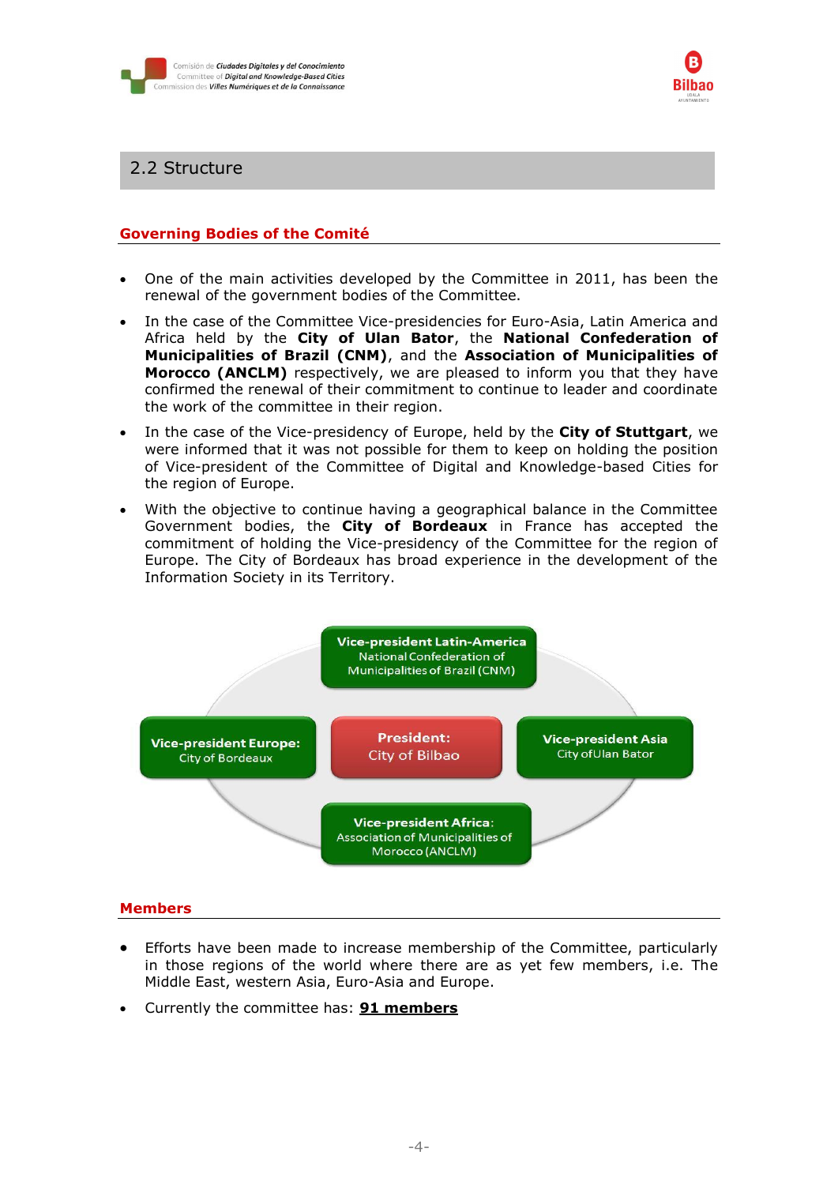## 2.2 Structure

### Governing Bodies of the Comité

- One of the main activities developed by the Committee in 2011, has been the renewal of the government bodies of the Committee.
- In the case of the Committee Vice-presidencies for Euro-Asia, Latin America and Africa held by the **City of Ulan Bator**, the **National Confederation of Municipalities of Brazil (CNM)**, and the **Association of Municipalities of Morocco (ANCLM)** respectively, we are pleased to inform you that they have confirmed the renewal of their commitment to continue to leader and coordinate the work of the committee in their region.
- In the case of the Vice-presidency of Europe, held by the **City of Stuttgart**, we were informed that it was not possible for them to keep on holding the position of Vice-president of the Committee of Digital and Knowledge-based Cities for the region of Europe.
- With the objective to continue having a geographical balance in the Committee Government bodies, the **City of Bordeaux** in France has accepted the commitment of holding the Vice-presidency of the Committee for the region of Europe. The City of Bordeaux has broad experience in the development of the Information Society in its Territory.

**Vice-president Latin-America**
National Confederation of Municipalities of Brazil (CNM)

**Vice-president Europe:**
City of Bordeaux

**President:**
City of Bilbao

**Vice-president Asia**
City of Ulan Bator

**Vice-president Africa:**
Association of Municipalities of Morocco (ANCLM)

### Members

- Efforts have been made to increase membership of the Committee, particularly in those regions of the world where there are as yet few members, i.e. The Middle East, western Asia, Euro-Asia and Europe.
- Currently the committee has: **91 members**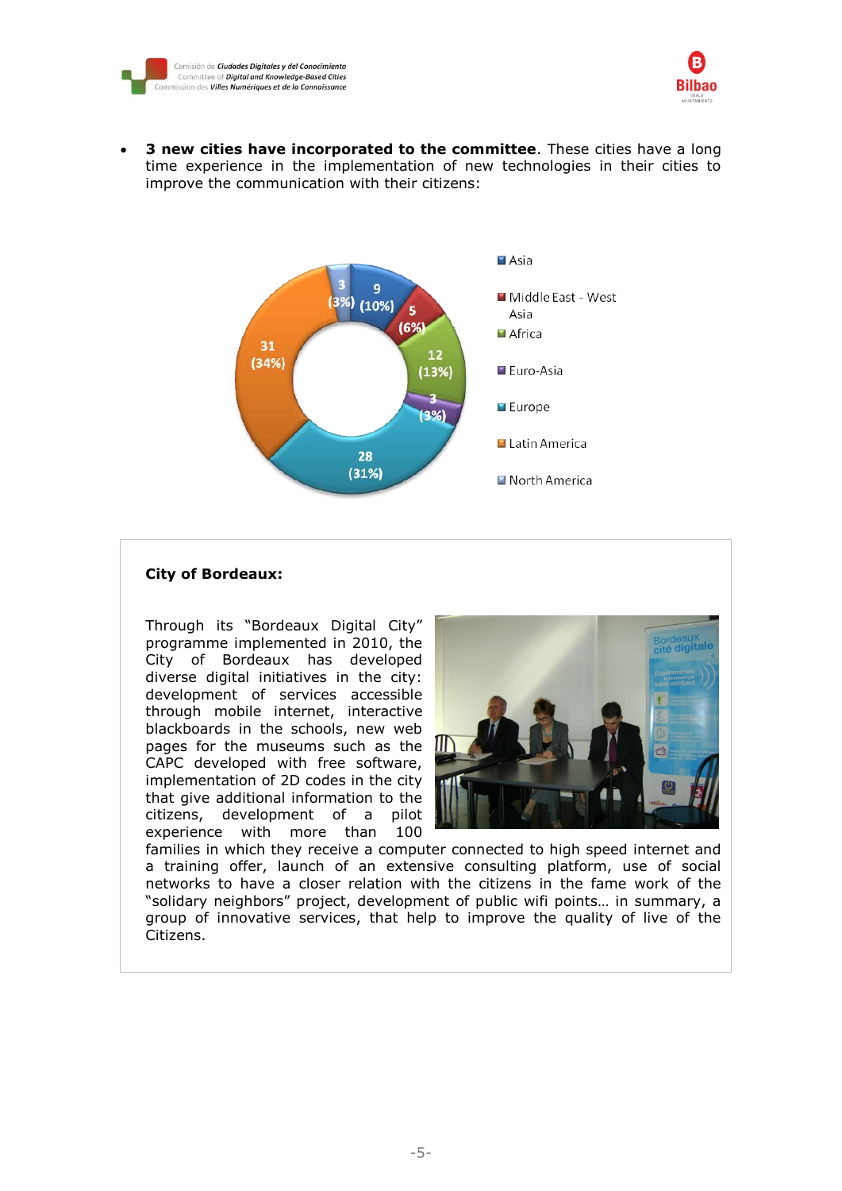- **3 new cities have incorporated to the committee**. These cities have a long time experience in the implementation of new technologies in their cities to improve the communication with their citizens:

| Region | Cities | % |
|---|---|---|
| Asia | 9 | 10% |
| Middle East - West Asia | 5 | 6% |
| Africa | 12 | 13% |
| Euro-Asia | 3 | 3% |
| Europe | 28 | 31% |
| Latin America | 31 | 34% |
| North America | 3 | 3% |

**City of Bordeaux:**

Through its "Bordeaux Digital City" programme implemented in 2010, the City of Bordeaux has developed diverse digital initiatives in the city: development of services accessible through mobile internet, interactive blackboards in the schools, new web pages for the museums such as the CAPC developed with free software, implementation of 2D codes in the city that give additional information to the citizens, development of a pilot experience with more than 100 families in which they receive a computer connected to high speed internet and a training offer, launch of an extensive consulting platform, use of social networks to have a closer relation with the citizens in the fame work of the "solidary neighbors" project, development of public wifi points… in summary, a group of innovative services, that help to improve the quality of live of the Citizens.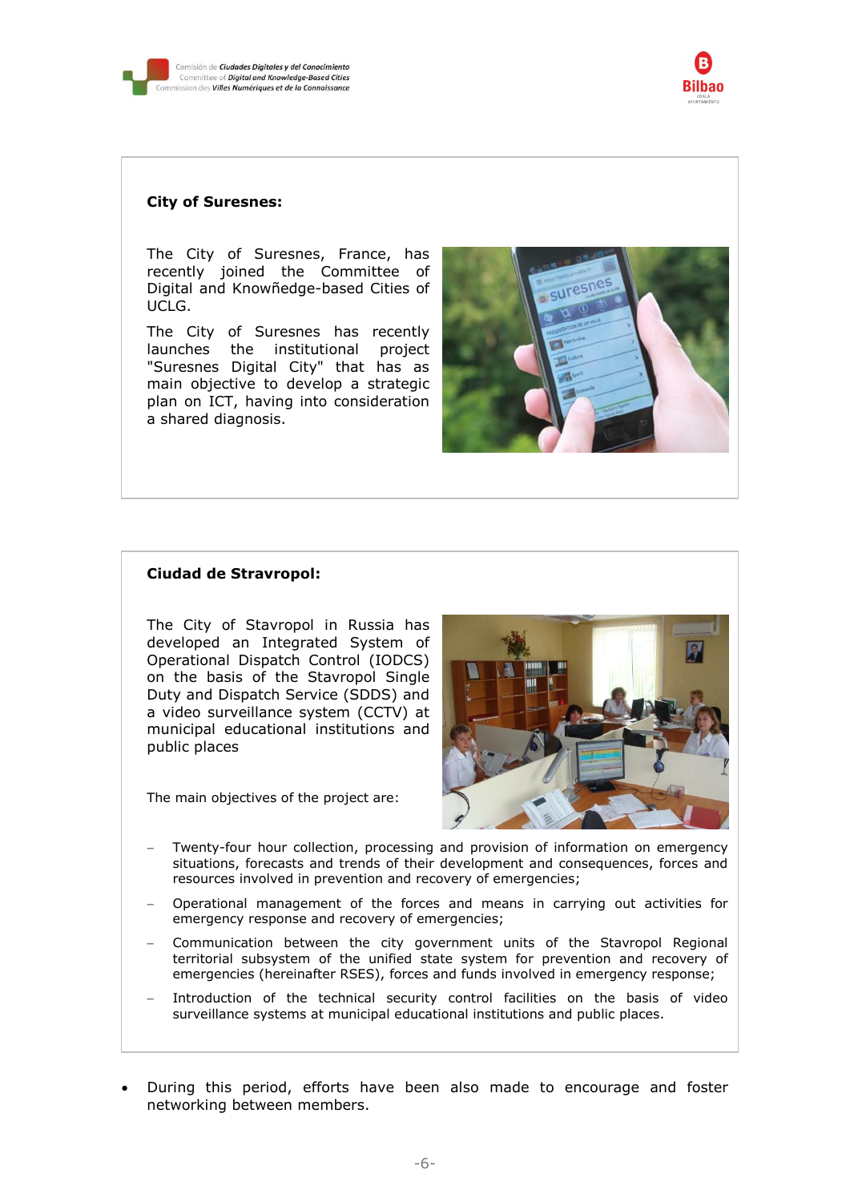**City of Suresnes:**

The City of Suresnes, France, has recently joined the Committee of Digital and Knowñedge-based Cities of UCLG.

The City of Suresnes has recently launches the institutional project "Suresnes Digital City" that has as main objective to develop a strategic plan on ICT, having into consideration a shared diagnosis.

**Ciudad de Stravropol:**

The City of Stavropol in Russia has developed an Integrated System of Operational Dispatch Control (IODCS) on the basis of the Stavropol Single Duty and Dispatch Service (SDDS) and a video surveillance system (CCTV) at municipal educational institutions and public places

The main objectives of the project are:

- Twenty-four hour collection, processing and provision of information on emergency situations, forecasts and trends of their development and consequences, forces and resources involved in prevention and recovery of emergencies;
- Operational management of the forces and means in carrying out activities for emergency response and recovery of emergencies;
- Communication between the city government units of the Stavropol Regional territorial subsystem of the unified state system for prevention and recovery of emergencies (hereinafter RSES), forces and funds involved in emergency response;
- Introduction of the technical security control facilities on the basis of video surveillance systems at municipal educational institutions and public places.

- During this period, efforts have been also made to encourage and foster networking between members.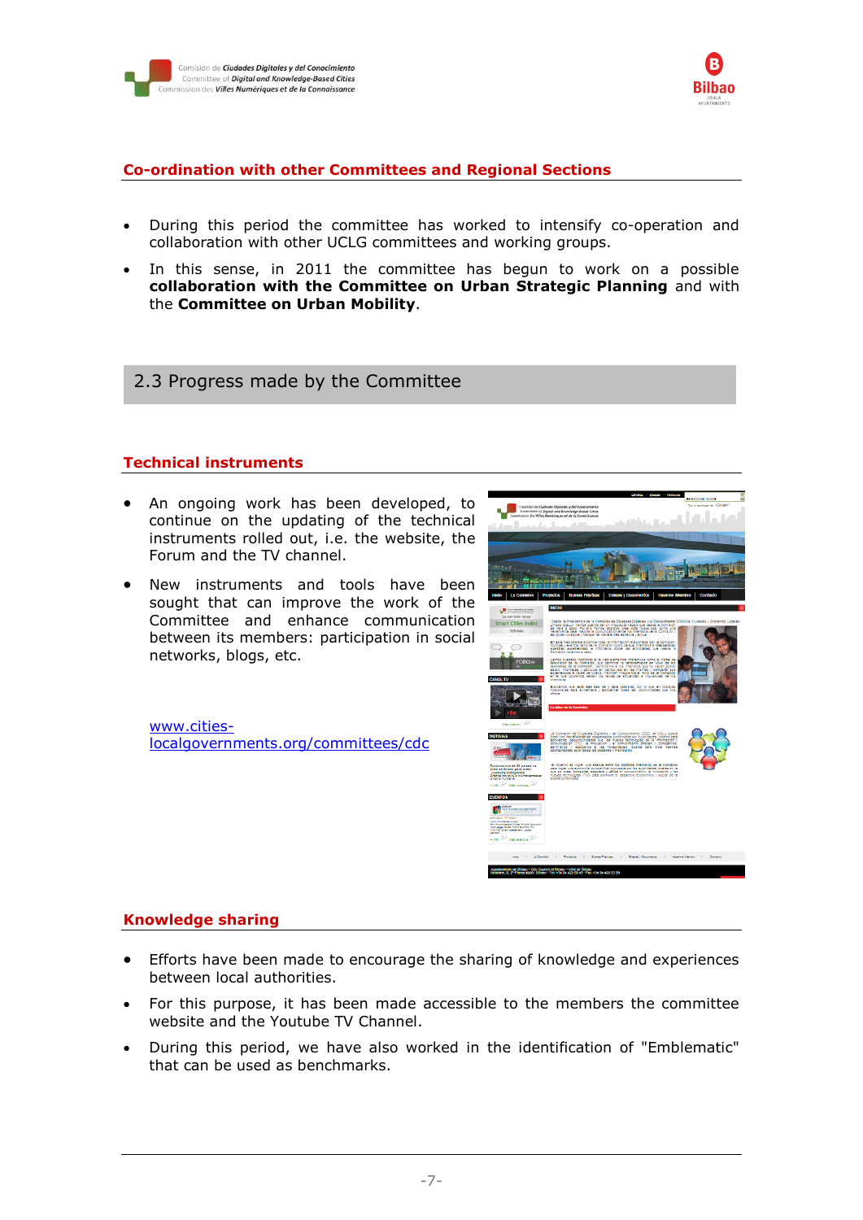## Co-ordination with other Committees and Regional Sections

- During this period the committee has worked to intensify co-operation and collaboration with other UCLG committees and working groups.
- In this sense, in 2011 the committee has begun to work on a possible **collaboration with the Committee on Urban Strategic Planning** and with the **Committee on Urban Mobility**.

## 2.3 Progress made by the Committee

### Technical instruments

- An ongoing work has been developed, to continue on the updating of the technical instruments rolled out, i.e. the website, the Forum and the TV channel.
- New instruments and tools have been sought that can improve the work of the Committee and enhance communication between its members: participation in social networks, blogs, etc.

www.cities-localgovernments.org/committees/cdc

### Knowledge sharing

- Efforts have been made to encourage the sharing of knowledge and experiences between local authorities.
- For this purpose, it has been made accessible to the members the committee website and the Youtube TV Channel.
- During this period, we have also worked in the identification of "Emblematic" that can be used as benchmarks.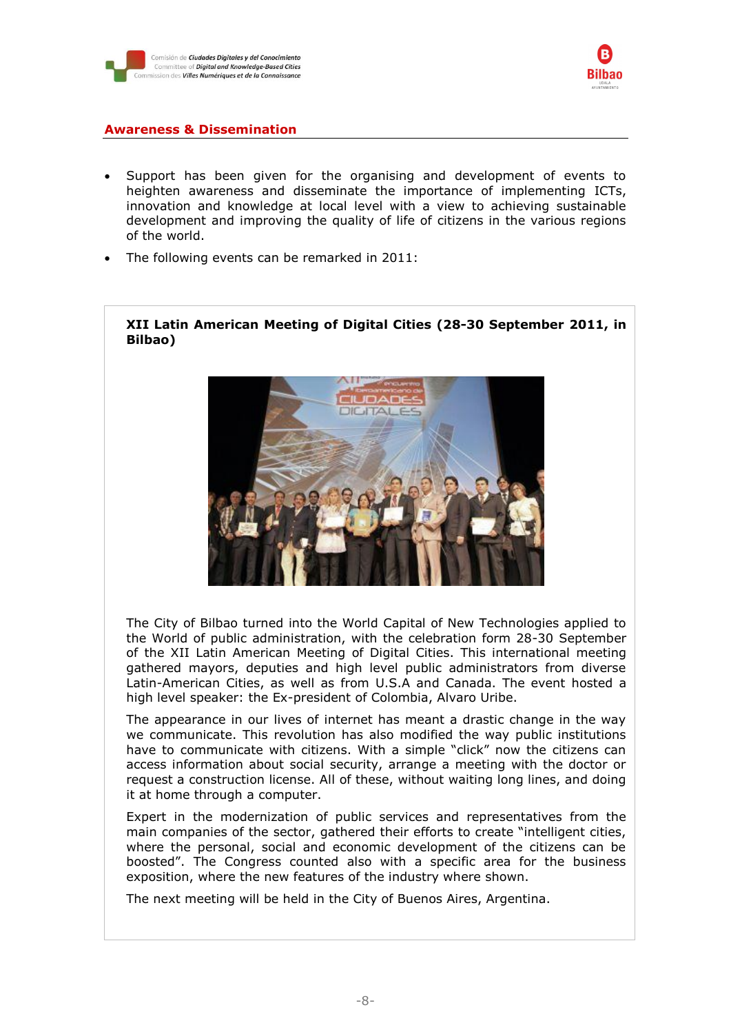## Awareness & Dissemination

- Support has been given for the organising and development of events to heighten awareness and disseminate the importance of implementing ICTs, innovation and knowledge at local level with a view to achieving sustainable development and improving the quality of life of citizens in the various regions of the world.
- The following events can be remarked in 2011:

**XII Latin American Meeting of Digital Cities (28-30 September 2011, in Bilbao)**

The City of Bilbao turned into the World Capital of New Technologies applied to the World of public administration, with the celebration form 28-30 September of the XII Latin American Meeting of Digital Cities. This international meeting gathered mayors, deputies and high level public administrators from diverse Latin-American Cities, as well as from U.S.A and Canada. The event hosted a high level speaker: the Ex-president of Colombia, Alvaro Uribe.

The appearance in our lives of internet has meant a drastic change in the way we communicate. This revolution has also modified the way public institutions have to communicate with citizens. With a simple "click" now the citizens can access information about social security, arrange a meeting with the doctor or request a construction license. All of these, without waiting long lines, and doing it at home through a computer.

Expert in the modernization of public services and representatives from the main companies of the sector, gathered their efforts to create "intelligent cities, where the personal, social and economic development of the citizens can be boosted". The Congress counted also with a specific area for the business exposition, where the new features of the industry where shown.

The next meeting will be held in the City of Buenos Aires, Argentina.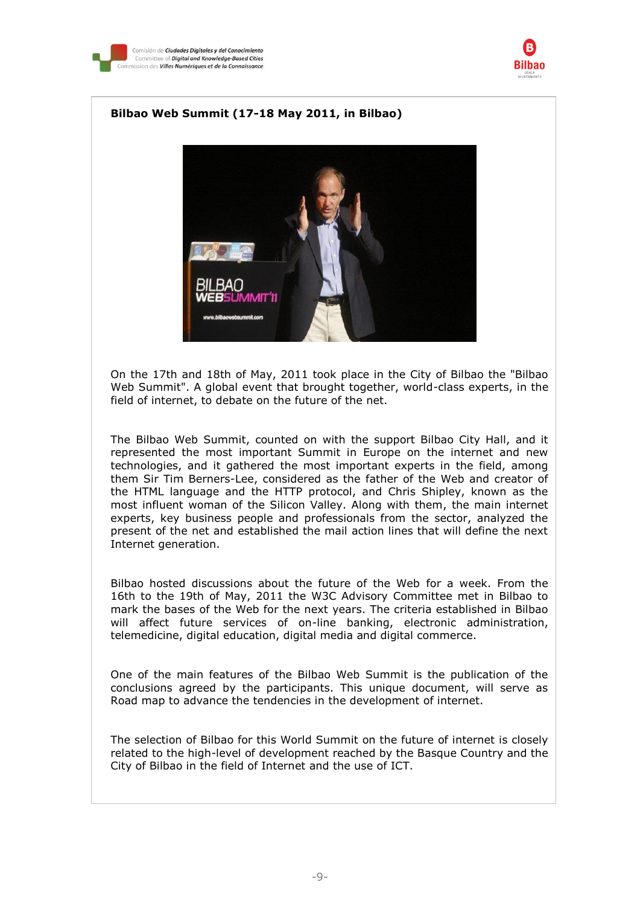**Bilbao Web Summit (17-18 May 2011, in Bilbao)**

On the 17th and 18th of May, 2011 took place in the City of Bilbao the "Bilbao Web Summit". A global event that brought together, world-class experts, in the field of internet, to debate on the future of the net.

The Bilbao Web Summit, counted on with the support Bilbao City Hall, and it represented the most important Summit in Europe on the internet and new technologies, and it gathered the most important experts in the field, among them Sir Tim Berners-Lee, considered as the father of the Web and creator of the HTML language and the HTTP protocol, and Chris Shipley, known as the most influent woman of the Silicon Valley. Along with them, the main internet experts, key business people and professionals from the sector, analyzed the present of the net and established the mail action lines that will define the next Internet generation.

Bilbao hosted discussions about the future of the Web for a week. From the 16th to the 19th of May, 2011 the W3C Advisory Committee met in Bilbao to mark the bases of the Web for the next years. The criteria established in Bilbao will affect future services of on-line banking, electronic administration, telemedicine, digital education, digital media and digital commerce.

One of the main features of the Bilbao Web Summit is the publication of the conclusions agreed by the participants. This unique document, will serve as Road map to advance the tendencies in the development of internet.

The selection of Bilbao for this World Summit on the future of internet is closely related to the high-level of development reached by the Basque Country and the City of Bilbao in the field of Internet and the use of ICT.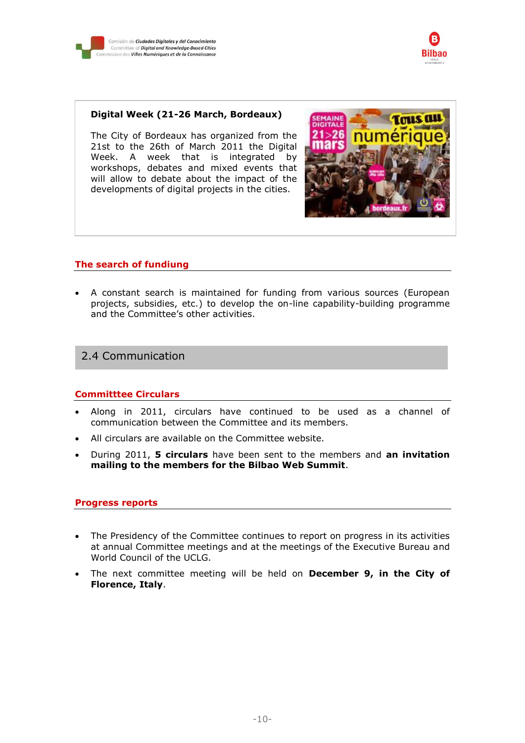**Digital Week (21-26 March, Bordeaux)**

The City of Bordeaux has organized from the 21st to the 26th of March 2011 the Digital Week. A week that is integrated by workshops, debates and mixed events that will allow to debate about the impact of the developments of digital projects in the cities.

### The search of fundiung

- A constant search is maintained for funding from various sources (European projects, subsidies, etc.) to develop the on-line capability-building programme and the Committee's other activities.

## 2.4 Communication

### Committtee Circulars

- Along in 2011, circulars have continued to be used as a channel of communication between the Committee and its members.
- All circulars are available on the Committee website.
- During 2011, **5 circulars** have been sent to the members and **an invitation mailing to the members for the Bilbao Web Summit**.

### Progress reports

- The Presidency of the Committee continues to report on progress in its activities at annual Committee meetings and at the meetings of the Executive Bureau and World Council of the UCLG.
- The next committee meeting will be held on **December 9, in the City of Florence, Italy**.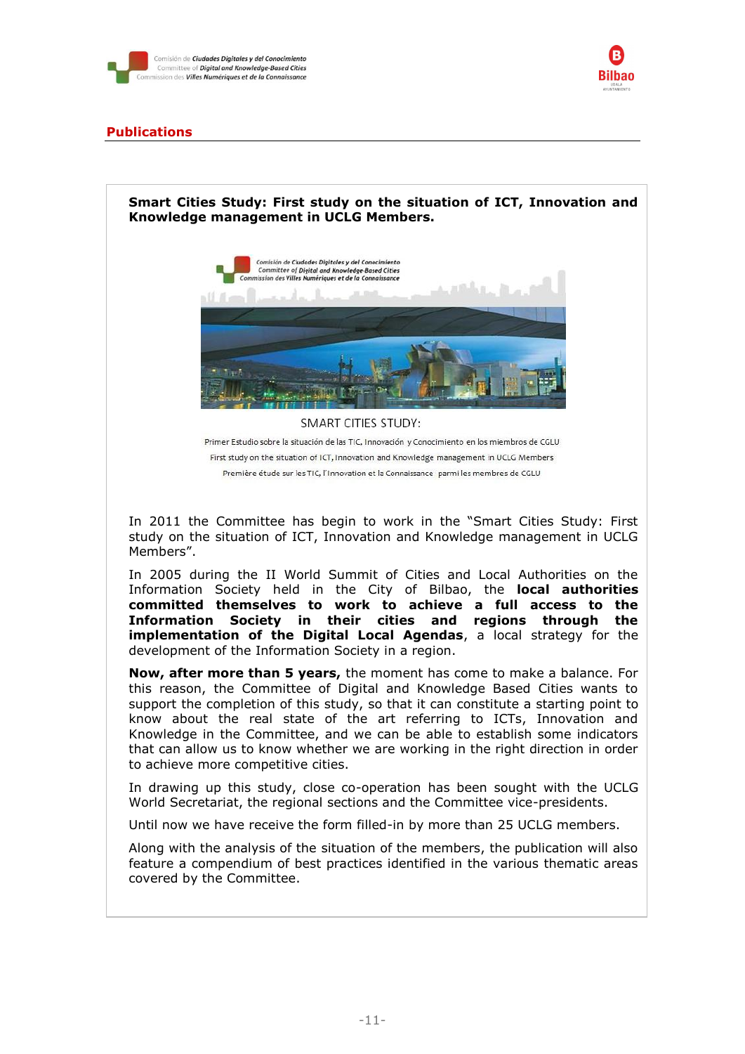## Publications

**Smart Cities Study: First study on the situation of ICT, Innovation and Knowledge management in UCLG Members.**

SMART CITIES STUDY:

Primer Estudio sobre la situación de las TIC, Innovación y Conocimiento en los miembros de CGLU

First study on the situation of ICT, Innovation and Knowledge management in UCLG Members

Première étude sur les TIC, l'Innovation et la Connaissance parmi les membres de CGLU

In 2011 the Committee has begin to work in the "Smart Cities Study: First study on the situation of ICT, Innovation and Knowledge management in UCLG Members".

In 2005 during the II World Summit of Cities and Local Authorities on the Information Society held in the City of Bilbao, the **local authorities committed themselves to work to achieve a full access to the Information Society in their cities and regions through the implementation of the Digital Local Agendas**, a local strategy for the development of the Information Society in a region.

**Now, after more than 5 years,** the moment has come to make a balance. For this reason, the Committee of Digital and Knowledge Based Cities wants to support the completion of this study, so that it can constitute a starting point to know about the real state of the art referring to ICTs, Innovation and Knowledge in the Committee, and we can be able to establish some indicators that can allow us to know whether we are working in the right direction in order to achieve more competitive cities.

In drawing up this study, close co-operation has been sought with the UCLG World Secretariat, the regional sections and the Committee vice-presidents.

Until now we have receive the form filled-in by more than 25 UCLG members.

Along with the analysis of the situation of the members, the publication will also feature a compendium of best practices identified in the various thematic areas covered by the Committee.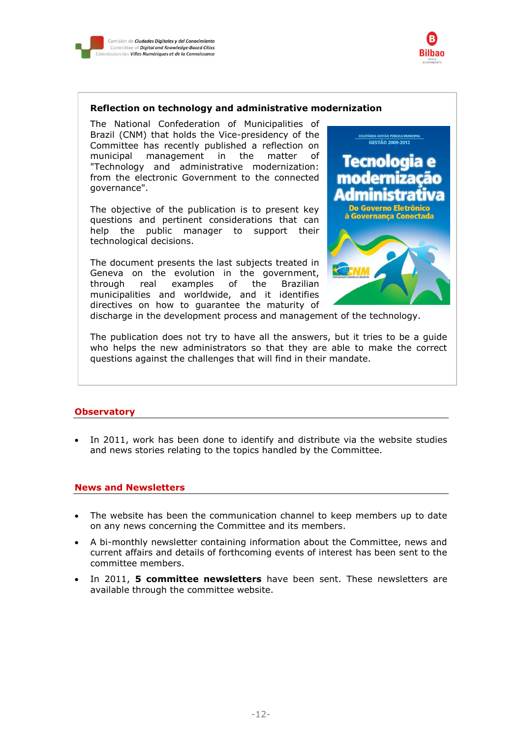**Reflection on technology and administrative modernization**

The National Confederation of Municipalities of Brazil (CNM) that holds the Vice-presidency of the Committee has recently published a reflection on municipal management in the matter of "Technology and administrative modernization: from the electronic Government to the connected governance".

The objective of the publication is to present key questions and pertinent considerations that can help the public manager to support their technological decisions.

The document presents the last subjects treated in Geneva on the evolution in the government, through real examples of the Brazilian municipalities and worldwide, and it identifies directives on how to guarantee the maturity of discharge in the development process and management of the technology.

The publication does not try to have all the answers, but it tries to be a guide who helps the new administrators so that they are able to make the correct questions against the challenges that will find in their mandate.

## Observatory

- In 2011, work has been done to identify and distribute via the website studies and news stories relating to the topics handled by the Committee.

## News and Newsletters

- The website has been the communication channel to keep members up to date on any news concerning the Committee and its members.
- A bi-monthly newsletter containing information about the Committee, news and current affairs and details of forthcoming events of interest has been sent to the committee members.
- In 2011, **5 committee newsletters** have been sent. These newsletters are available through the committee website.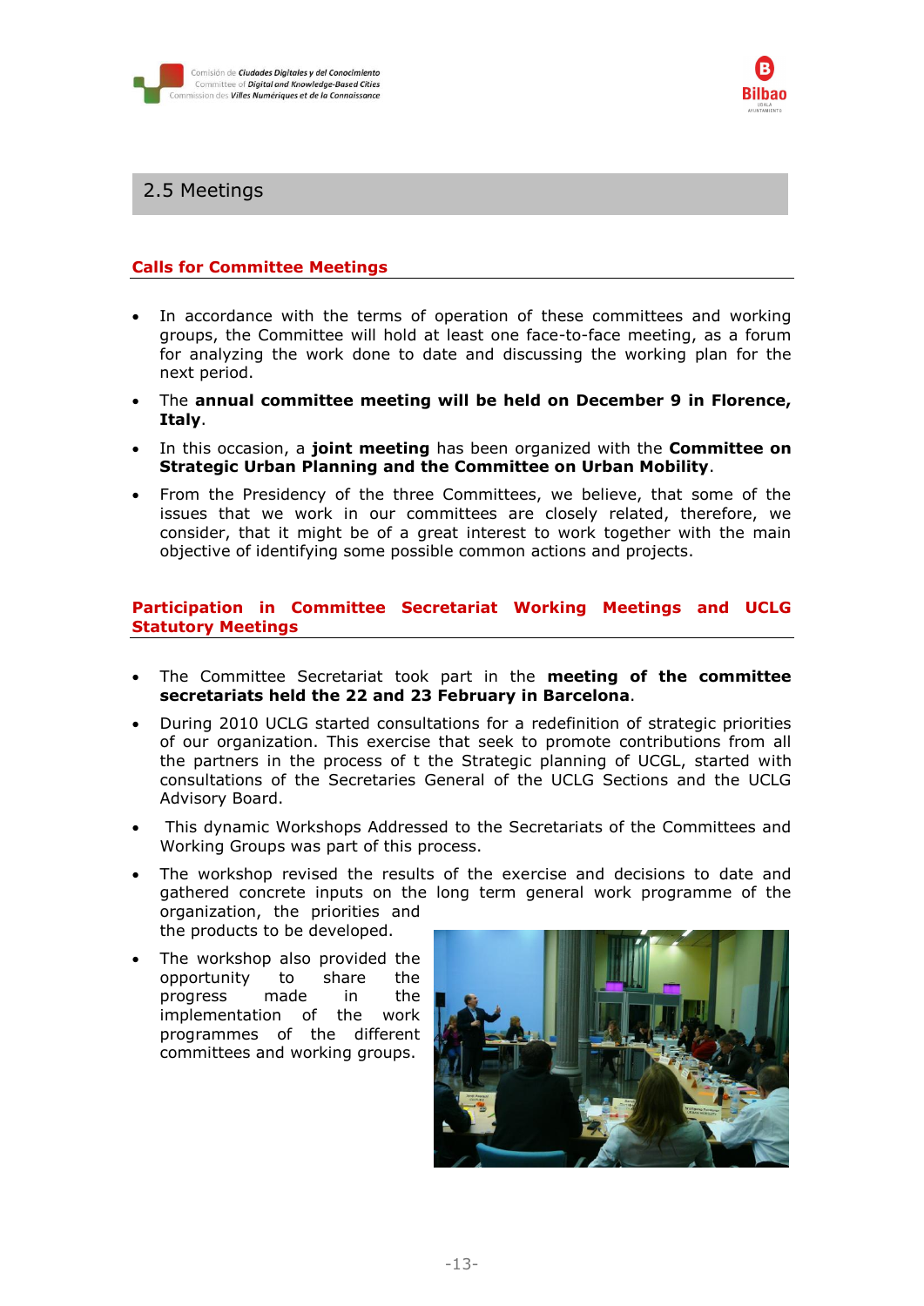## 2.5 Meetings

### Calls for Committee Meetings

- In accordance with the terms of operation of these committees and working groups, the Committee will hold at least one face-to-face meeting, as a forum for analyzing the work done to date and discussing the working plan for the next period.
- The **annual committee meeting will be held on December 9 in Florence, Italy**.
- In this occasion, a **joint meeting** has been organized with the **Committee on Strategic Urban Planning and the Committee on Urban Mobility**.
- From the Presidency of the three Committees, we believe, that some of the issues that we work in our committees are closely related, therefore, we consider, that it might be of a great interest to work together with the main objective of identifying some possible common actions and projects.

### Participation in Committee Secretariat Working Meetings and UCLG Statutory Meetings

- The Committee Secretariat took part in the **meeting of the committee secretariats held the 22 and 23 February in Barcelona**.
- During 2010 UCLG started consultations for a redefinition of strategic priorities of our organization. This exercise that seek to promote contributions from all the partners in the process of t the Strategic planning of UCGL, started with consultations of the Secretaries General of the UCLG Sections and the UCLG Advisory Board.
- This dynamic Workshops Addressed to the Secretariats of the Committees and Working Groups was part of this process.
- The workshop revised the results of the exercise and decisions to date and gathered concrete inputs on the long term general work programme of the organization, the priorities and the products to be developed.
- The workshop also provided the opportunity to share the progress made in the implementation of the work programmes of the different committees and working groups.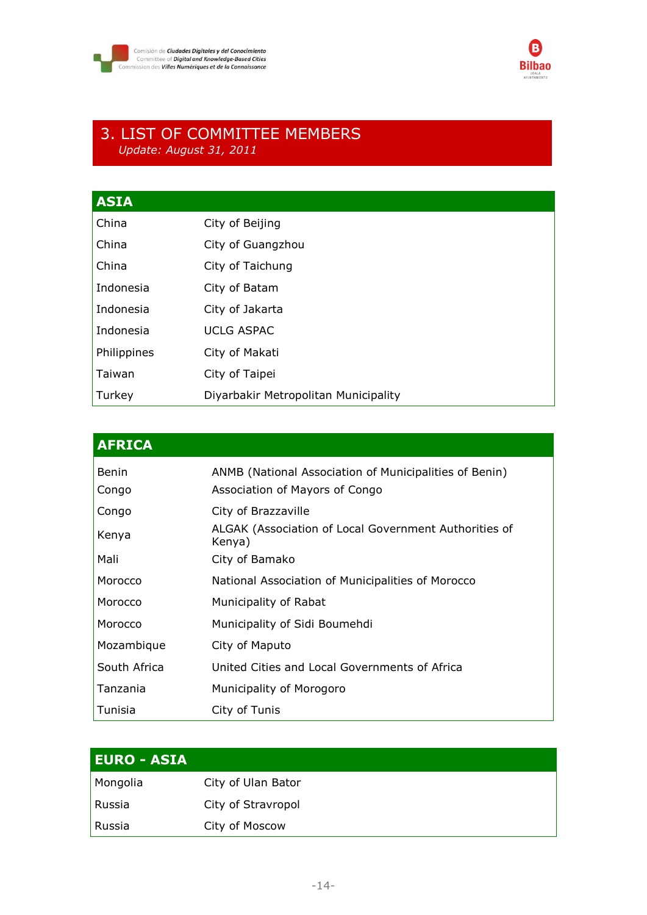# 3. LIST OF COMMITTEE MEMBERS

*Update: August 31, 2011*

| ASIA | |
|---|---|
| China | City of Beijing |
| China | City of Guangzhou |
| China | City of Taichung |
| Indonesia | City of Batam |
| Indonesia | City of Jakarta |
| Indonesia | UCLG ASPAC |
| Philippines | City of Makati |
| Taiwan | City of Taipei |
| Turkey | Diyarbakir Metropolitan Municipality |

| AFRICA | |
|---|---|
| Benin | ANMB (National Association of Municipalities of Benin) |
| Congo | Association of Mayors of Congo |
| Congo | City of Brazzaville |
| Kenya | ALGAK (Association of Local Government Authorities of Kenya) |
| Mali | City of Bamako |
| Morocco | National Association of Municipalities of Morocco |
| Morocco | Municipality of Rabat |
| Morocco | Municipality of Sidi Boumehdi |
| Mozambique | City of Maputo |
| South Africa | United Cities and Local Governments of Africa |
| Tanzania | Municipality of Morogoro |
| Tunisia | City of Tunis |

| EURO - ASIA | |
|---|---|
| Mongolia | City of Ulan Bator |
| Russia | City of Stravropol |
| Russia | City of Moscow |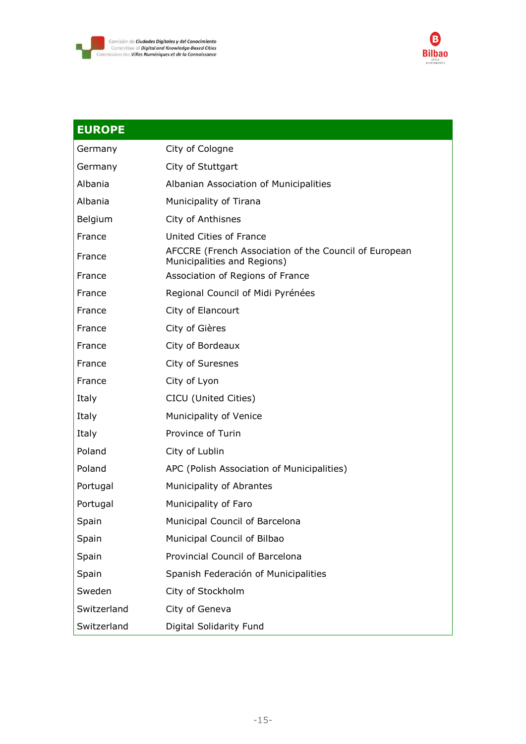| EUROPE | |
|---|---|
| Germany | City of Cologne |
| Germany | City of Stuttgart |
| Albania | Albanian Association of Municipalities |
| Albania | Municipality of Tirana |
| Belgium | City of Anthisnes |
| France | United Cities of France |
| France | AFCCRE (French Association of the Council of European Municipalities and Regions) |
| France | Association of Regions of France |
| France | Regional Council of Midi Pyrénées |
| France | City of Elancourt |
| France | City of Gières |
| France | City of Bordeaux |
| France | City of Suresnes |
| France | City of Lyon |
| Italy | CICU (United Cities) |
| Italy | Municipality of Venice |
| Italy | Province of Turin |
| Poland | City of Lublin |
| Poland | APC (Polish Association of Municipalities) |
| Portugal | Municipality of Abrantes |
| Portugal | Municipality of Faro |
| Spain | Municipal Council of Barcelona |
| Spain | Municipal Council of Bilbao |
| Spain | Provincial Council of Barcelona |
| Spain | Spanish Federación of Municipalities |
| Sweden | City of Stockholm |
| Switzerland | City of Geneva |
| Switzerland | Digital Solidarity Fund |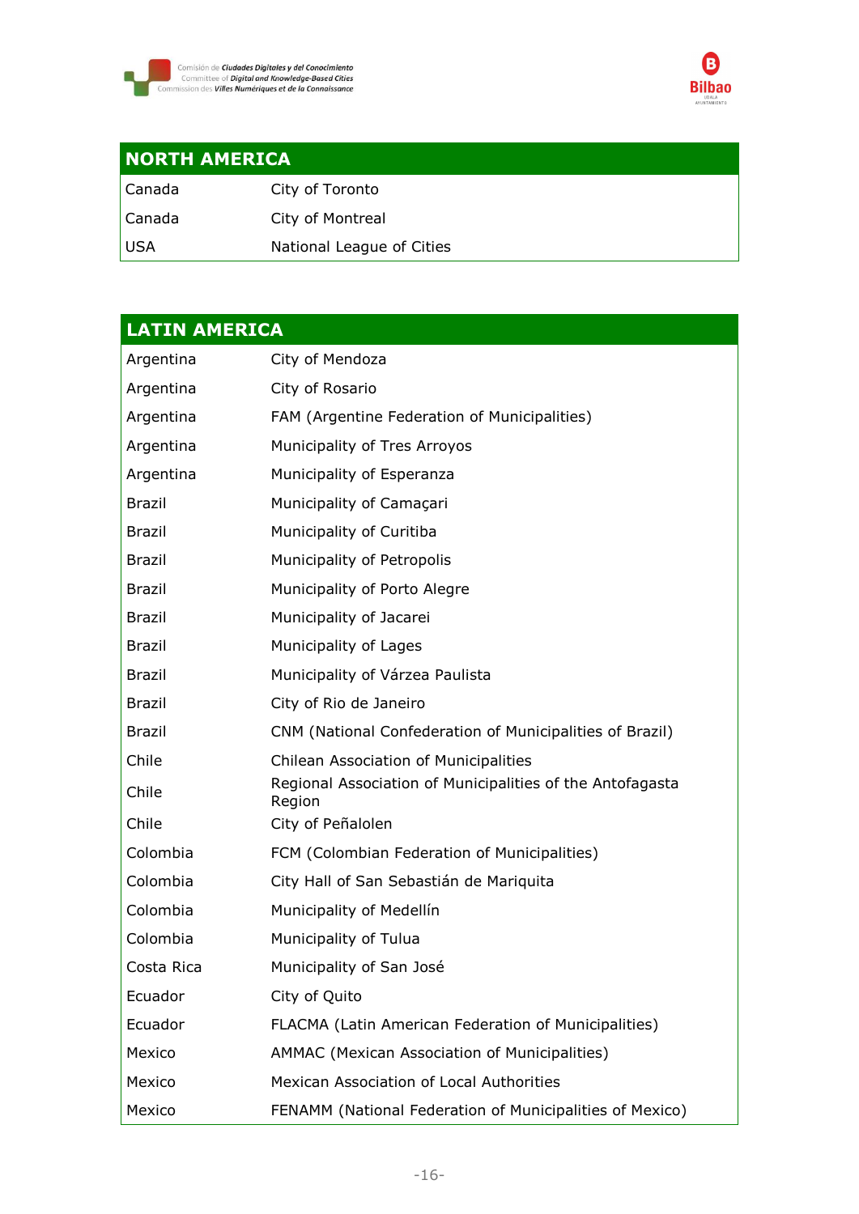| NORTH AMERICA | |
|---|---|
| Canada | City of Toronto |
| Canada | City of Montreal |
| USA | National League of Cities |

| LATIN AMERICA | |
|---|---|
| Argentina | City of Mendoza |
| Argentina | City of Rosario |
| Argentina | FAM (Argentine Federation of Municipalities) |
| Argentina | Municipality of Tres Arroyos |
| Argentina | Municipality of Esperanza |
| Brazil | Municipality of Camaçari |
| Brazil | Municipality of Curitiba |
| Brazil | Municipality of Petropolis |
| Brazil | Municipality of Porto Alegre |
| Brazil | Municipality of Jacarei |
| Brazil | Municipality of Lages |
| Brazil | Municipality of Várzea Paulista |
| Brazil | City of Rio de Janeiro |
| Brazil | CNM (National Confederation of Municipalities of Brazil) |
| Chile | Chilean Association of Municipalities |
| Chile | Regional Association of Municipalities of the Antofagasta Region |
| Chile | City of Peñalolen |
| Colombia | FCM (Colombian Federation of Municipalities) |
| Colombia | City Hall of San Sebastián de Mariquita |
| Colombia | Municipality of Medellín |
| Colombia | Municipality of Tulua |
| Costa Rica | Municipality of San José |
| Ecuador | City of Quito |
| Ecuador | FLACMA (Latin American Federation of Municipalities) |
| Mexico | AMMAC (Mexican Association of Municipalities) |
| Mexico | Mexican Association of Local Authorities |
| Mexico | FENAMM (National Federation of Municipalities of Mexico) |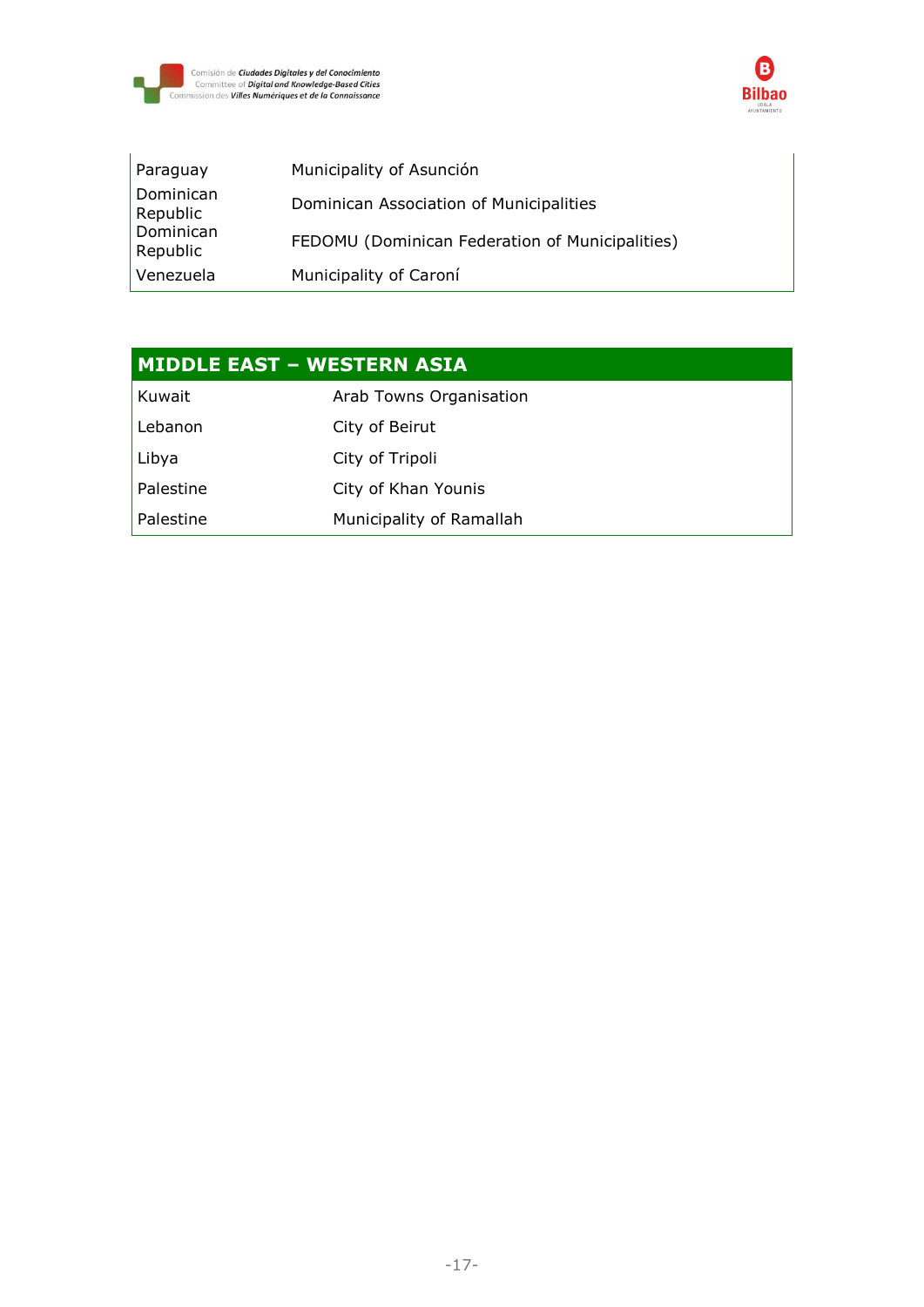| | |
|---|---|
| Paraguay | Municipality of Asunción |
| Dominican Republic | Dominican Association of Municipalities |
| Dominican Republic | FEDOMU (Dominican Federation of Municipalities) |
| Venezuela | Municipality of Caroní |

| MIDDLE EAST – WESTERN ASIA | |
|---|---|
| Kuwait | Arab Towns Organisation |
| Lebanon | City of Beirut |
| Libya | City of Tripoli |
| Palestine | City of Khan Younis |
| Palestine | Municipality of Ramallah |